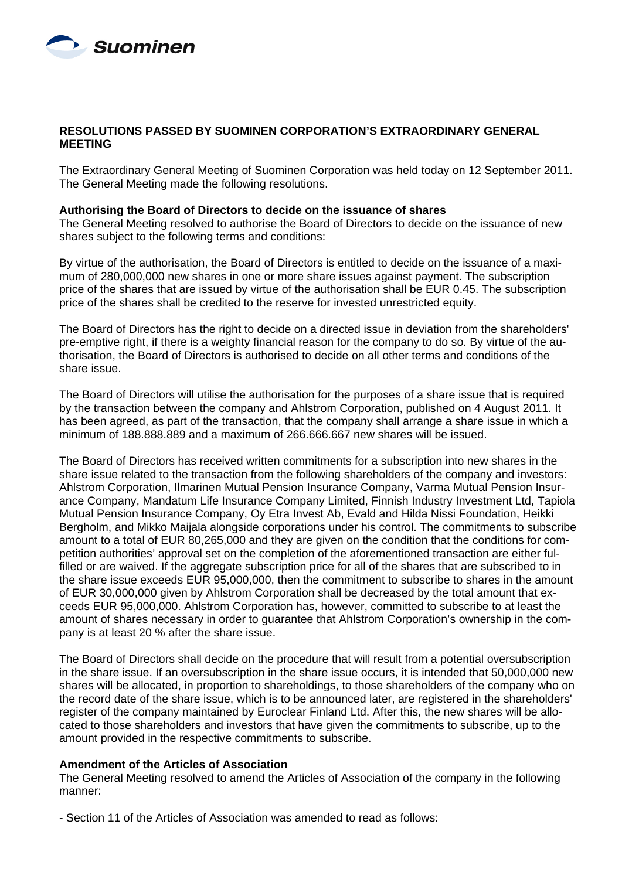Suominen

## RESOLUTIONS PASSED BY SUOMINEN CORPORATION'S EXTRAORDINARY GENERAL MEETING

The Extraordinary General Meeting of Suominen Corporation was held today on 12 September 2011. The General Meeting made the following resolutions.

**Authorising the Board of Directors to decide on the issuance of shares**

The General Meeting resolved to authorise the Board of Directors to decide on the issuance of new shares subject to the following terms and conditions:

By virtue of the authorisation, the Board of Directors is entitled to decide on the issuance of a maximum of 280,000,000 new shares in one or more share issues against payment. The subscription price of the shares that are issued by virtue of the authorisation shall be EUR 0.45. The subscription price of the shares shall be credited to the reserve for invested unrestricted equity.

The Board of Directors has the right to decide on a directed issue in deviation from the shareholders' pre-emptive right, if there is a weighty financial reason for the company to do so. By virtue of the authorisation, the Board of Directors is authorised to decide on all other terms and conditions of the share issue.

The Board of Directors will utilise the authorisation for the purposes of a share issue that is required by the transaction between the company and Ahlstrom Corporation, published on 4 August 2011. It has been agreed, as part of the transaction, that the company shall arrange a share issue in which a minimum of 188.888.889 and a maximum of 266.666.667 new shares will be issued.

The Board of Directors has received written commitments for a subscription into new shares in the share issue related to the transaction from the following shareholders of the company and investors: Ahlstrom Corporation, Ilmarinen Mutual Pension Insurance Company, Varma Mutual Pension Insurance Company, Mandatum Life Insurance Company Limited, Finnish Industry Investment Ltd, Tapiola Mutual Pension Insurance Company, Oy Etra Invest Ab, Evald and Hilda Nissi Foundation, Heikki Bergholm, and Mikko Maijala alongside corporations under his control. The commitments to subscribe amount to a total of EUR 80,265,000 and they are given on the condition that the conditions for competition authorities' approval set on the completion of the aforementioned transaction are either fulfilled or are waived. If the aggregate subscription price for all of the shares that are subscribed to in the share issue exceeds EUR 95,000,000, then the commitment to subscribe to shares in the amount of EUR 30,000,000 given by Ahlstrom Corporation shall be decreased by the total amount that exceeds EUR 95,000,000. Ahlstrom Corporation has, however, committed to subscribe to at least the amount of shares necessary in order to guarantee that Ahlstrom Corporation's ownership in the company is at least 20 % after the share issue.

The Board of Directors shall decide on the procedure that will result from a potential oversubscription in the share issue. If an oversubscription in the share issue occurs, it is intended that 50,000,000 new shares will be allocated, in proportion to shareholdings, to those shareholders of the company who on the record date of the share issue, which is to be announced later, are registered in the shareholders' register of the company maintained by Euroclear Finland Ltd. After this, the new shares will be allocated to those shareholders and investors that have given the commitments to subscribe, up to the amount provided in the respective commitments to subscribe.

**Amendment of the Articles of Association**

The General Meeting resolved to amend the Articles of Association of the company in the following manner:

- Section 11 of the Articles of Association was amended to read as follows: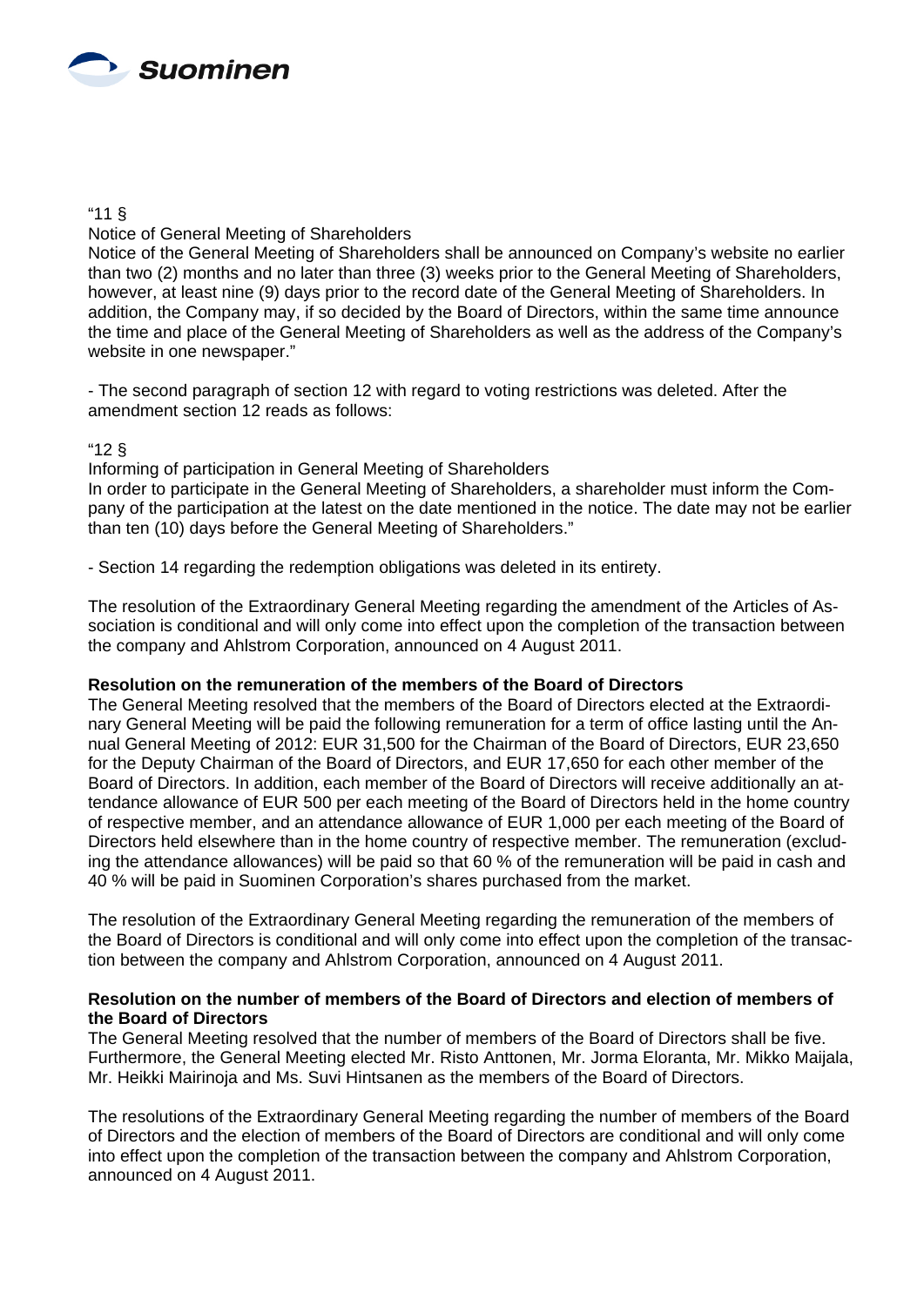"11 §

Notice of General Meeting of Shareholders

Notice of the General Meeting of Shareholders shall be announced on Company's website no earlier than two (2) months and no later than three (3) weeks prior to the General Meeting of Shareholders, however, at least nine (9) days prior to the record date of the General Meeting of Shareholders. In addition, the Company may, if so decided by the Board of Directors, within the same time announce the time and place of the General Meeting of Shareholders as well as the address of the Company's website in one newspaper."

- The second paragraph of section 12 with regard to voting restrictions was deleted. After the amendment section 12 reads as follows:

"12 §

Informing of participation in General Meeting of Shareholders

In order to participate in the General Meeting of Shareholders, a shareholder must inform the Company of the participation at the latest on the date mentioned in the notice. The date may not be earlier than ten (10) days before the General Meeting of Shareholders."

- Section 14 regarding the redemption obligations was deleted in its entirety.

The resolution of the Extraordinary General Meeting regarding the amendment of the Articles of Association is conditional and will only come into effect upon the completion of the transaction between the company and Ahlstrom Corporation, announced on 4 August 2011.

**Resolution on the remuneration of the members of the Board of Directors**

The General Meeting resolved that the members of the Board of Directors elected at the Extraordinary General Meeting will be paid the following remuneration for a term of office lasting until the Annual General Meeting of 2012: EUR 31,500 for the Chairman of the Board of Directors, EUR 23,650 for the Deputy Chairman of the Board of Directors, and EUR 17,650 for each other member of the Board of Directors. In addition, each member of the Board of Directors will receive additionally an attendance allowance of EUR 500 per each meeting of the Board of Directors held in the home country of respective member, and an attendance allowance of EUR 1,000 per each meeting of the Board of Directors held elsewhere than in the home country of respective member. The remuneration (excluding the attendance allowances) will be paid so that 60 % of the remuneration will be paid in cash and 40 % will be paid in Suominen Corporation's shares purchased from the market.

The resolution of the Extraordinary General Meeting regarding the remuneration of the members of the Board of Directors is conditional and will only come into effect upon the completion of the transaction between the company and Ahlstrom Corporation, announced on 4 August 2011.

**Resolution on the number of members of the Board of Directors and election of members of the Board of Directors**

The General Meeting resolved that the number of members of the Board of Directors shall be five. Furthermore, the General Meeting elected Mr. Risto Anttonen, Mr. Jorma Eloranta, Mr. Mikko Maijala, Mr. Heikki Mairinoja and Ms. Suvi Hintsanen as the members of the Board of Directors.

The resolutions of the Extraordinary General Meeting regarding the number of members of the Board of Directors and the election of members of the Board of Directors are conditional and will only come into effect upon the completion of the transaction between the company and Ahlstrom Corporation, announced on 4 August 2011.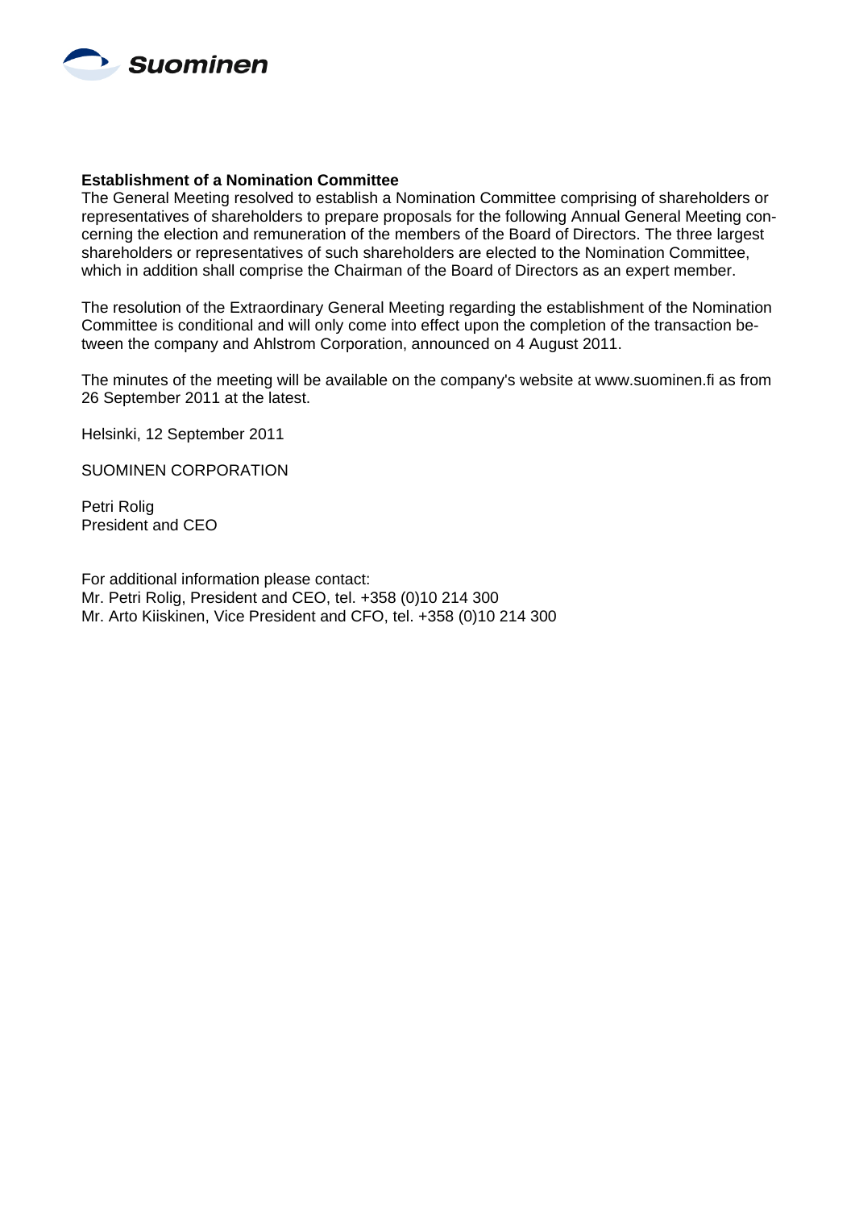**Establishment of a Nomination Committee**
The General Meeting resolved to establish a Nomination Committee comprising of shareholders or representatives of shareholders to prepare proposals for the following Annual General Meeting concerning the election and remuneration of the members of the Board of Directors. The three largest shareholders or representatives of such shareholders are elected to the Nomination Committee, which in addition shall comprise the Chairman of the Board of Directors as an expert member.

The resolution of the Extraordinary General Meeting regarding the establishment of the Nomination Committee is conditional and will only come into effect upon the completion of the transaction between the company and Ahlstrom Corporation, announced on 4 August 2011.

The minutes of the meeting will be available on the company's website at www.suominen.fi as from 26 September 2011 at the latest.

Helsinki, 12 September 2011

SUOMINEN CORPORATION

Petri Rolig
President and CEO

For additional information please contact:
Mr. Petri Rolig, President and CEO, tel. +358 (0)10 214 300
Mr. Arto Kiiskinen, Vice President and CFO, tel. +358 (0)10 214 300